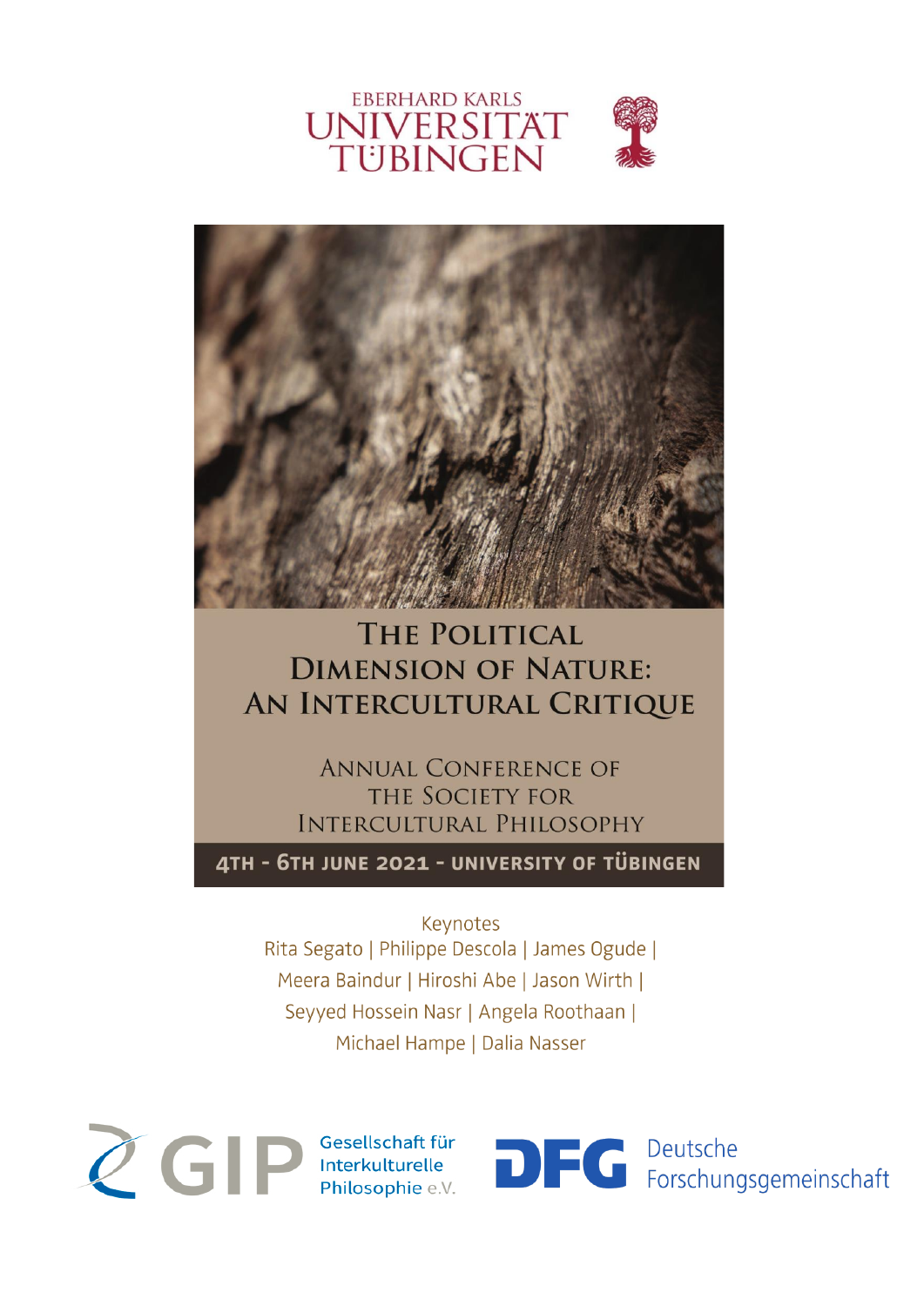EBERHARD KARLS
UNIVERSITÄT
TÜBINGEN

# The Political Dimension of Nature: An Intercultural Critique

## Annual Conference of the Society for Intercultural Philosophy

**4th - 6th June 2021 - University of Tübingen**

Keynotes

Rita Segato | Philippe Descola | James Ogude | Meera Baindur | Hiroshi Abe | Jason Wirth | Seyyed Hossein Nasr | Angela Roothaan | Michael Hampe | Dalia Nasser

GIP Gesellschaft für Interkulturelle Philosophie e.V.

DFG Deutsche Forschungsgemeinschaft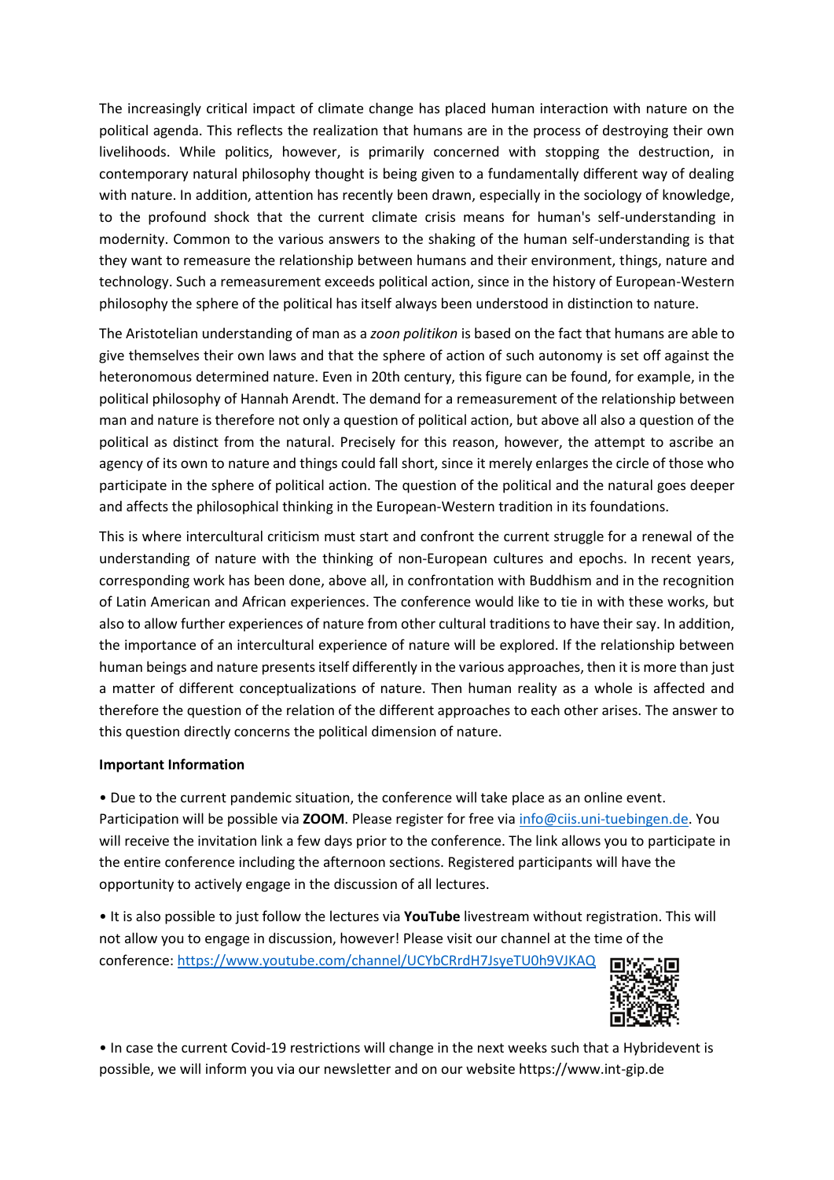The increasingly critical impact of climate change has placed human interaction with nature on the political agenda. This reflects the realization that humans are in the process of destroying their own livelihoods. While politics, however, is primarily concerned with stopping the destruction, in contemporary natural philosophy thought is being given to a fundamentally different way of dealing with nature. In addition, attention has recently been drawn, especially in the sociology of knowledge, to the profound shock that the current climate crisis means for human's self-understanding in modernity. Common to the various answers to the shaking of the human self-understanding is that they want to remeasure the relationship between humans and their environment, things, nature and technology. Such a remeasurement exceeds political action, since in the history of European-Western philosophy the sphere of the political has itself always been understood in distinction to nature.

The Aristotelian understanding of man as a *zoon politikon* is based on the fact that humans are able to give themselves their own laws and that the sphere of action of such autonomy is set off against the heteronomous determined nature. Even in 20th century, this figure can be found, for example, in the political philosophy of Hannah Arendt. The demand for a remeasurement of the relationship between man and nature is therefore not only a question of political action, but above all also a question of the political as distinct from the natural. Precisely for this reason, however, the attempt to ascribe an agency of its own to nature and things could fall short, since it merely enlarges the circle of those who participate in the sphere of political action. The question of the political and the natural goes deeper and affects the philosophical thinking in the European-Western tradition in its foundations.

This is where intercultural criticism must start and confront the current struggle for a renewal of the understanding of nature with the thinking of non-European cultures and epochs. In recent years, corresponding work has been done, above all, in confrontation with Buddhism and in the recognition of Latin American and African experiences. The conference would like to tie in with these works, but also to allow further experiences of nature from other cultural traditions to have their say. In addition, the importance of an intercultural experience of nature will be explored. If the relationship between human beings and nature presents itself differently in the various approaches, then it is more than just a matter of different conceptualizations of nature. Then human reality as a whole is affected and therefore the question of the relation of the different approaches to each other arises. The answer to this question directly concerns the political dimension of nature.

**Important Information**

- Due to the current pandemic situation, the conference will take place as an online event. Participation will be possible via **ZOOM**. Please register for free via info@ciis.uni-tuebingen.de. You will receive the invitation link a few days prior to the conference. The link allows you to participate in the entire conference including the afternoon sections. Registered participants will have the opportunity to actively engage in the discussion of all lectures.

- It is also possible to just follow the lectures via **YouTube** livestream without registration. This will not allow you to engage in discussion, however! Please visit our channel at the time of the conference: https://www.youtube.com/channel/UCYbCRrdH7JsyeTU0h9VJKAQ

- In case the current Covid-19 restrictions will change in the next weeks such that a Hybridevent is possible, we will inform you via our newsletter and on our website https://www.int-gip.de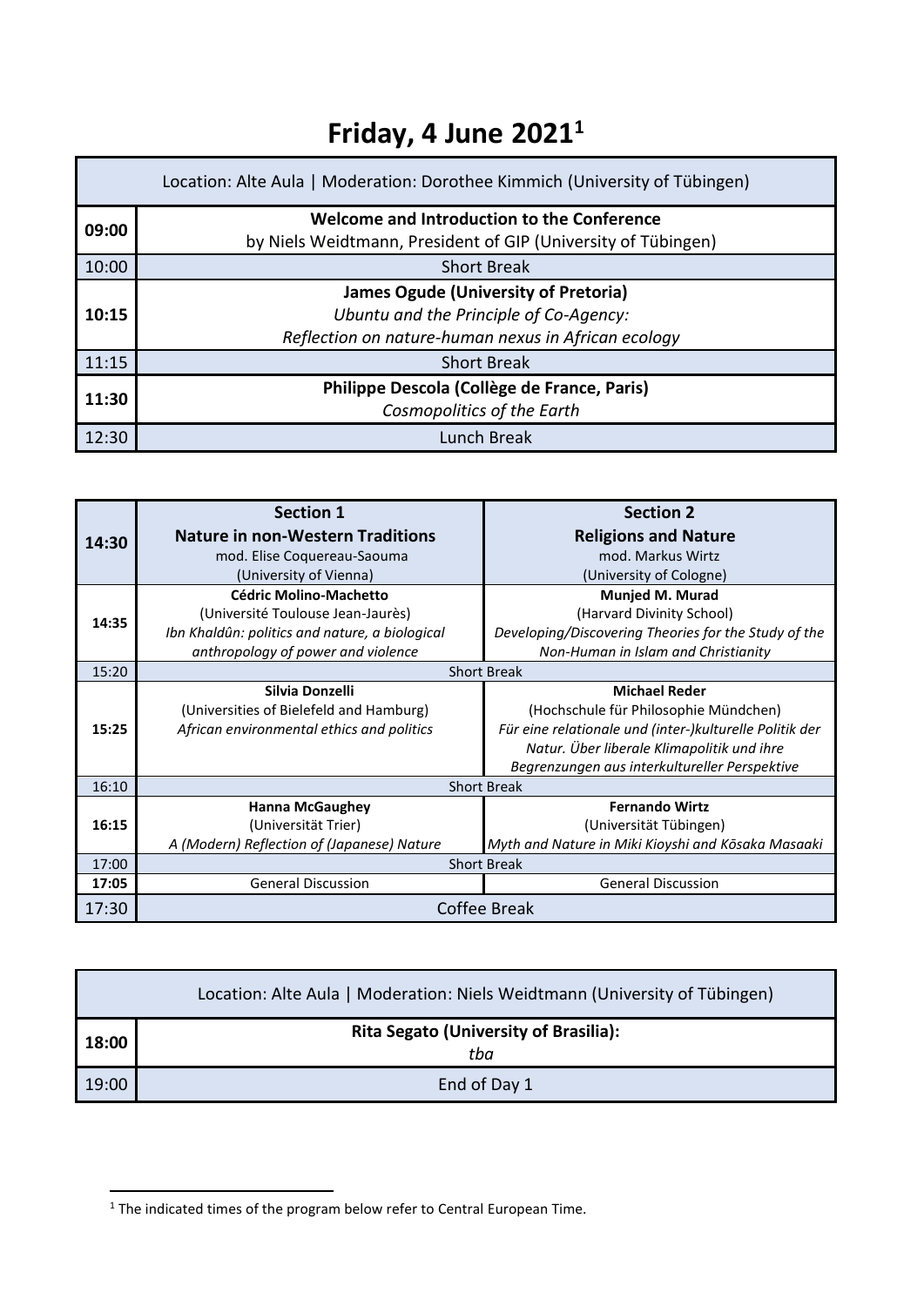# Friday, 4 June 2021[1]

| Location: Alte Aula \| Moderation: Dorothee Kimmich (University of Tübingen) | |
|---|---|
| **09:00** | **Welcome and Introduction to the Conference**<br>by Niels Weidtmann, President of GIP (University of Tübingen) |
| 10:00 | Short Break |
| **10:15** | **James Ogude (University of Pretoria)**<br>*Ubuntu and the Principle of Co-Agency:*<br>*Reflection on nature-human nexus in African ecology* |
| 11:15 | Short Break |
| **11:30** | **Philippe Descola (Collège de France, Paris)**<br>*Cosmopolitics of the Earth* |
| 12:30 | Lunch Break |

| | | |
|---|---|---|
| **14:30** | **Section 1**<br>**Nature in non-Western Traditions**<br>mod. Elise Coquereau-Saouma<br>(University of Vienna) | **Section 2**<br>**Religions and Nature**<br>mod. Markus Wirtz<br>(University of Cologne) |
| **14:35** | **Cédric Molino-Machetto**<br>(Université Toulouse Jean-Jaurès)<br>*Ibn Khaldûn: politics and nature, a biological anthropology of power and violence* | **Munjed M. Murad**<br>(Harvard Divinity School)<br>*Developing/Discovering Theories for the Study of the Non-Human in Islam and Christianity* |
| 15:20 | Short Break | |
| **15:25** | **Silvia Donzelli**<br>(Universities of Bielefeld and Hamburg)<br>*African environmental ethics and politics* | **Michael Reder**<br>(Hochschule für Philosophie Mündchen)<br>*Für eine relationale und (inter-)kulturelle Politik der Natur. Über liberale Klimapolitik und ihre Begrenzungen aus interkultureller Perspektive* |
| 16:10 | Short Break | |
| **16:15** | **Hanna McGaughey**<br>(Universität Trier)<br>*A (Modern) Reflection of (Japanese) Nature* | **Fernando Wirtz**<br>(Universität Tübingen)<br>*Myth and Nature in Miki Kioyshi and Kōsaka Masaaki* |
| 17:00 | Short Break | |
| **17:05** | General Discussion | General Discussion |
| 17:30 | Coffee Break | |

| Location: Alte Aula \| Moderation: Niels Weidtmann (University of Tübingen) | |
|---|---|
| **18:00** | **Rita Segato (University of Brasilia):**<br>*tba* |
| 19:00 | End of Day 1 |

[1] The indicated times of the program below refer to Central European Time.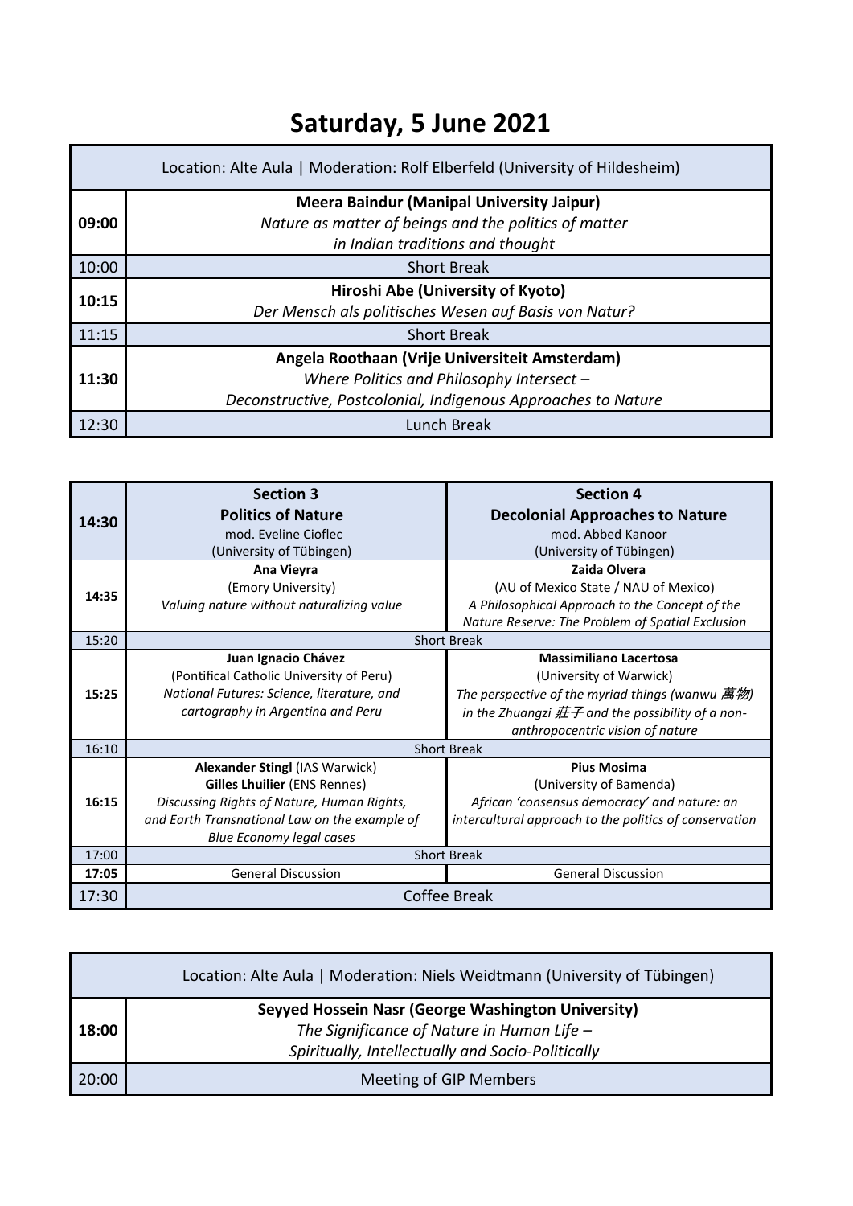# Saturday, 5 June 2021

| | Location: Alte Aula \| Moderation: Rolf Elberfeld (University of Hildesheim) |
|---|---|
| **09:00** | **Meera Baindur (Manipal University Jaipur)**<br>*Nature as matter of beings and the politics of matter in Indian traditions and thought* |
| 10:00 | Short Break |
| **10:15** | **Hiroshi Abe (University of Kyoto)**<br>*Der Mensch als politisches Wesen auf Basis von Natur?* |
| 11:15 | Short Break |
| **11:30** | **Angela Roothaan (Vrije Universiteit Amsterdam)**<br>*Where Politics and Philosophy Intersect – Deconstructive, Postcolonial, Indigenous Approaches to Nature* |
| 12:30 | Lunch Break |

| **14:30** | **Section 3**<br>**Politics of Nature**<br>mod. Eveline Cioflec<br>(University of Tübingen) | **Section 4**<br>**Decolonial Approaches to Nature**<br>mod. Abbed Kanoor<br>(University of Tübingen) |
|---|---|---|
| **14:35** | **Ana Vieyra**<br>(Emory University)<br>*Valuing nature without naturalizing value* | **Zaida Olvera**<br>(AU of Mexico State / NAU of Mexico)<br>*A Philosophical Approach to the Concept of the Nature Reserve: The Problem of Spatial Exclusion* |
| 15:20 | Short Break | |
| **15:25** | **Juan Ignacio Chávez**<br>(Pontifical Catholic University of Peru)<br>*National Futures: Science, literature, and cartography in Argentina and Peru* | **Massimiliano Lacertosa**<br>(University of Warwick)<br>*The perspective of the myriad things (wanwu 萬物) in the Zhuangzi 莊子 and the possibility of a non-anthropocentric vision of nature* |
| 16:10 | Short Break | |
| **16:15** | **Alexander Stingl** (IAS Warwick)<br>**Gilles Lhuilier** (ENS Rennes)<br>*Discussing Rights of Nature, Human Rights, and Earth Transnational Law on the example of Blue Economy legal cases* | **Pius Mosima**<br>(University of Bamenda)<br>*African 'consensus democracy' and nature: an intercultural approach to the politics of conservation* |
| 17:00 | Short Break | |
| **17:05** | General Discussion | General Discussion |
| 17:30 | Coffee Break | |

| | Location: Alte Aula \| Moderation: Niels Weidtmann (University of Tübingen) |
|---|---|
| **18:00** | **Seyyed Hossein Nasr (George Washington University)**<br>*The Significance of Nature in Human Life – Spiritually, Intellectually and Socio-Politically* |
| 20:00 | Meeting of GIP Members |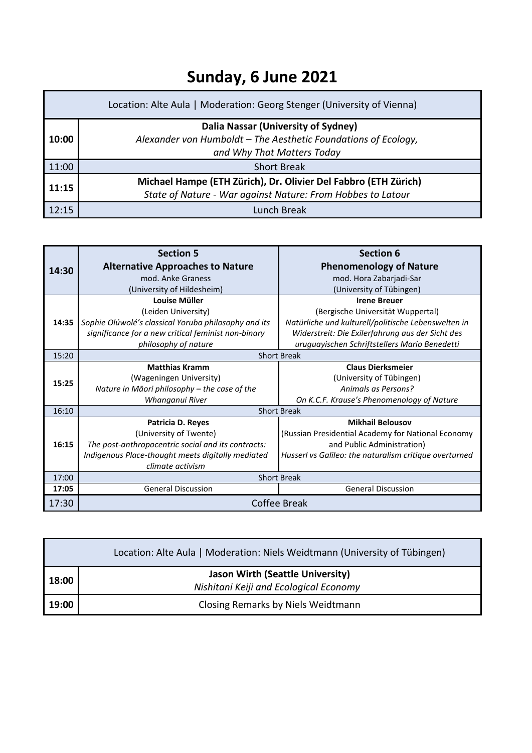# Sunday, 6 June 2021

| | |
|---|---|
| Location: Alte Aula \| Moderation: Georg Stenger (University of Vienna) | |
| **10:00** | **Dalia Nassar (University of Sydney)**<br>*Alexander von Humboldt – The Aesthetic Foundations of Ecology, and Why That Matters Today* |
| 11:00 | Short Break |
| **11:15** | **Michael Hampe (ETH Zürich), Dr. Olivier Del Fabbro (ETH Zürich)**<br>*State of Nature - War against Nature: From Hobbes to Latour* |
| 12:15 | Lunch Break |

| | | |
|---|---|---|
| **14:30** | **Section 5**<br>**Alternative Approaches to Nature**<br>mod. Anke Graness<br>(University of Hildesheim) | **Section 6**<br>**Phenomenology of Nature**<br>mod. Hora Zabarjadi-Sar<br>(University of Tübingen) |
| **14:35** | **Louise Müller**<br>(Leiden University)<br>*Sophie Olúwolé's classical Yoruba philosophy and its significance for a new critical feminist non-binary philosophy of nature* | **Irene Breuer**<br>(Bergische Universität Wuppertal)<br>*Natürliche und kulturell/politische Lebenswelten in Widerstreit: Die Exilerfahrung aus der Sicht des uruguayischen Schriftstellers Mario Benedetti* |
| 15:20 | Short Break | |
| **15:25** | **Matthias Kramm**<br>(Wageningen University)<br>*Nature in Māori philosophy – the case of the Whanganui River* | **Claus Dierksmeier**<br>(University of Tübingen)<br>*Animals as Persons?*<br>*On K.C.F. Krause's Phenomenology of Nature* |
| 16:10 | Short Break | |
| **16:15** | **Patricia D. Reyes**<br>(University of Twente)<br>*The post-anthropocentric social and its contracts: Indigenous Place-thought meets digitally mediated climate activism* | **Mikhail Belousov**<br>(Russian Presidential Academy for National Economy and Public Administration)<br>*Husserl vs Galileo: the naturalism critique overturned* |
| 17:00 | Short Break | |
| **17:05** | General Discussion | General Discussion |
| 17:30 | Coffee Break | |

| | |
|---|---|
| Location: Alte Aula \| Moderation: Niels Weidtmann (University of Tübingen) | |
| **18:00** | **Jason Wirth (Seattle University)**<br>*Nishitani Keiji and Ecological Economy* |
| **19:00** | Closing Remarks by Niels Weidtmann |